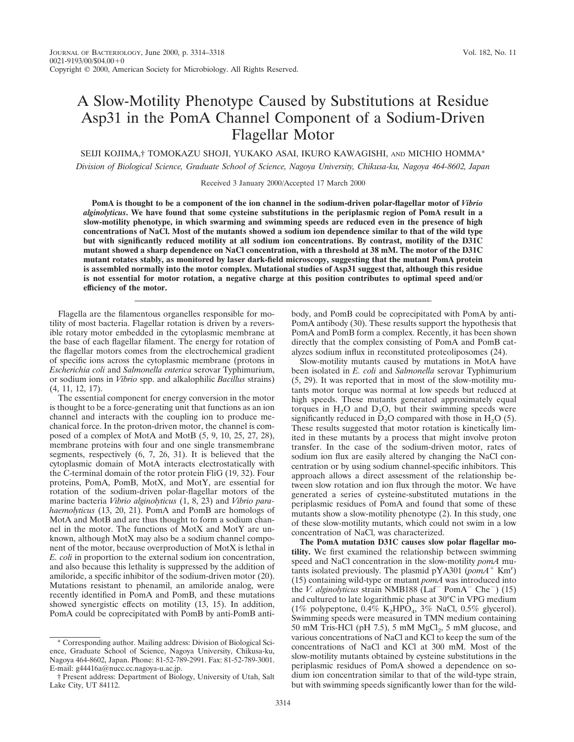# A Slow-Motility Phenotype Caused by Substitutions at Residue Asp31 in the PomA Channel Component of a Sodium-Driven Flagellar Motor

SEIJI KOJIMA,† TOMOKAZU SHOJI, YUKAKO ASAI, IKURO KAWAGISHI, AND MICHIO HOMMA*

*Division of Biological Science, Graduate School of Science, Nagoya University, Chikusa-ku, Nagoya 464-8602, Japan*

Received 3 January 2000/Accepted 17 March 2000

**PomA is thought to be a component of the ion channel in the sodium-driven polar-flagellar motor of *Vibrio alginolyticus*. We have found that some cysteine substitutions in the periplasmic region of PomA result in a slow-motility phenotype, in which swarming and swimming speeds are reduced even in the presence of high concentrations of NaCl. Most of the mutants showed a sodium ion dependence similar to that of the wild type but with significantly reduced motility at all sodium ion concentrations. By contrast, motility of the D31C mutant showed a sharp dependence on NaCl concentration, with a threshold at 38 mM. The motor of the D31C mutant rotates stably, as monitored by laser dark-field microscopy, suggesting that the mutant PomA protein is assembled normally into the motor complex. Mutational studies of Asp31 suggest that, although this residue is not essential for motor rotation, a negative charge at this position contributes to optimal speed and/or efficiency of the motor.**

Flagella are the filamentous organelles responsible for motility of most bacteria. Flagellar rotation is driven by a reversible rotary motor embedded in the cytoplasmic membrane at the base of each flagellar filament. The energy for rotation of the flagellar motors comes from the electrochemical gradient of specific ions across the cytoplasmic membrane (protons in *Escherichia coli* and *Salmonella enterica* serovar Typhimurium, or sodium ions in *Vibrio* spp. and alkalophilic *Bacillus* strains) (4, 11, 12, 17).

The essential component for energy conversion in the motor is thought to be a force-generating unit that functions as an ion channel and interacts with the coupling ion to produce mechanical force. In the proton-driven motor, the channel is composed of a complex of MotA and MotB (5, 9, 10, 25, 27, 28), membrane proteins with four and one single transmembrane segments, respectively (6, 7, 26, 31). It is believed that the cytoplasmic domain of MotA interacts electrostatically with the C-terminal domain of the rotor protein FliG (19, 32). Four proteins, PomA, PomB, MotX, and MotY, are essential for rotation of the sodium-driven polar-flagellar motors of the marine bacteria *Vibrio alginolyticus* (1, 8, 23) and *Vibrio parahaemolyticus* (13, 20, 21). PomA and PomB are homologs of MotA and MotB and are thus thought to form a sodium channel in the motor. The functions of MotX and MotY are unknown, although MotX may also be a sodium channel component of the motor, because overproduction of MotX is lethal in *E. coli* in proportion to the external sodium ion concentration, and also because this lethality is suppressed by the addition of amiloride, a specific inhibitor of the sodium-driven motor (20). Mutations resistant to phenamil, an amiloride analog, were recently identified in PomA and PomB, and these mutations showed synergistic effects on motility (13, 15). In addition, PomA could be coprecipitated with PomB by anti-PomB antibody, and PomB could be coprecipitated with PomA by anti-PomA antibody (30). These results support the hypothesis that PomA and PomB form a complex. Recently, it has been shown directly that the complex consisting of PomA and PomB catalyzes sodium influx in reconstituted proteoliposomes (24).

Slow-motility mutants caused by mutations in MotA have been isolated in *E. coli* and *Salmonella* serovar Typhimurium (5, 29). It was reported that in most of the slow-motility mutants motor torque was normal at low speeds but reduced at high speeds. These mutants generated approximately equal torques in $H_2O$ and $D_2O$, but their swimming speeds were significantly reduced in $D_2O$ compared with those in $H_2O$ (5). These results suggested that motor rotation is kinetically limited in these mutants by a process that might involve proton transfer. In the case of the sodium-driven motor, rates of sodium ion flux are easily altered by changing the NaCl concentration or by using sodium channel-specific inhibitors. This approach allows a direct assessment of the relationship between slow rotation and ion flux through the motor. We have generated a series of cysteine-substituted mutations in the periplasmic residues of PomA and found that some of these mutants show a slow-motility phenotype (2). In this study, one of these slow-motility mutants, which could not swim in a low concentration of NaCl, was characterized.

**The PomA mutation D31C causes slow polar flagellar motility.** We first examined the relationship between swimming speed and NaCl concentration in the slow-motility *pomA* mutants isolated previously. The plasmid pYA301 (*pomA*$^+$ Km$^r$) (15) containing wild-type or mutant *pomA* was introduced into the *V. alginolyticus* strain NMB188 (Laf$^-$ PomA$^-$ Che$^-$) (15) and cultured to late logarithmic phase at 30°C in VPG medium (1% polypeptone, 0.4% $K_2HPO_4$, 3% NaCl, 0.5% glycerol). Swimming speeds were measured in TMN medium containing 50 mM Tris-HCl (pH 7.5), 5 mM $MgCl_2$, 5 mM glucose, and various concentrations of NaCl and KCl to keep the sum of the concentrations of NaCl and KCl at 300 mM. Most of the slow-motility mutants obtained by cysteine substitutions in the periplasmic residues of PomA showed a dependence on sodium ion concentration similar to that of the wild-type strain, but with swimming speeds significantly lower than for the wild-

\* Corresponding author. Mailing address: Division of Biological Science, Graduate School of Science, Nagoya University, Chikusa-ku, Nagoya 464-8602, Japan. Phone: 81-52-789-2991. Fax: 81-52-789-3001. E-mail: g44416a@nucc.cc.nagoya-u.ac.jp.

† Present address: Department of Biology, University of Utah, Salt Lake City, UT 84112.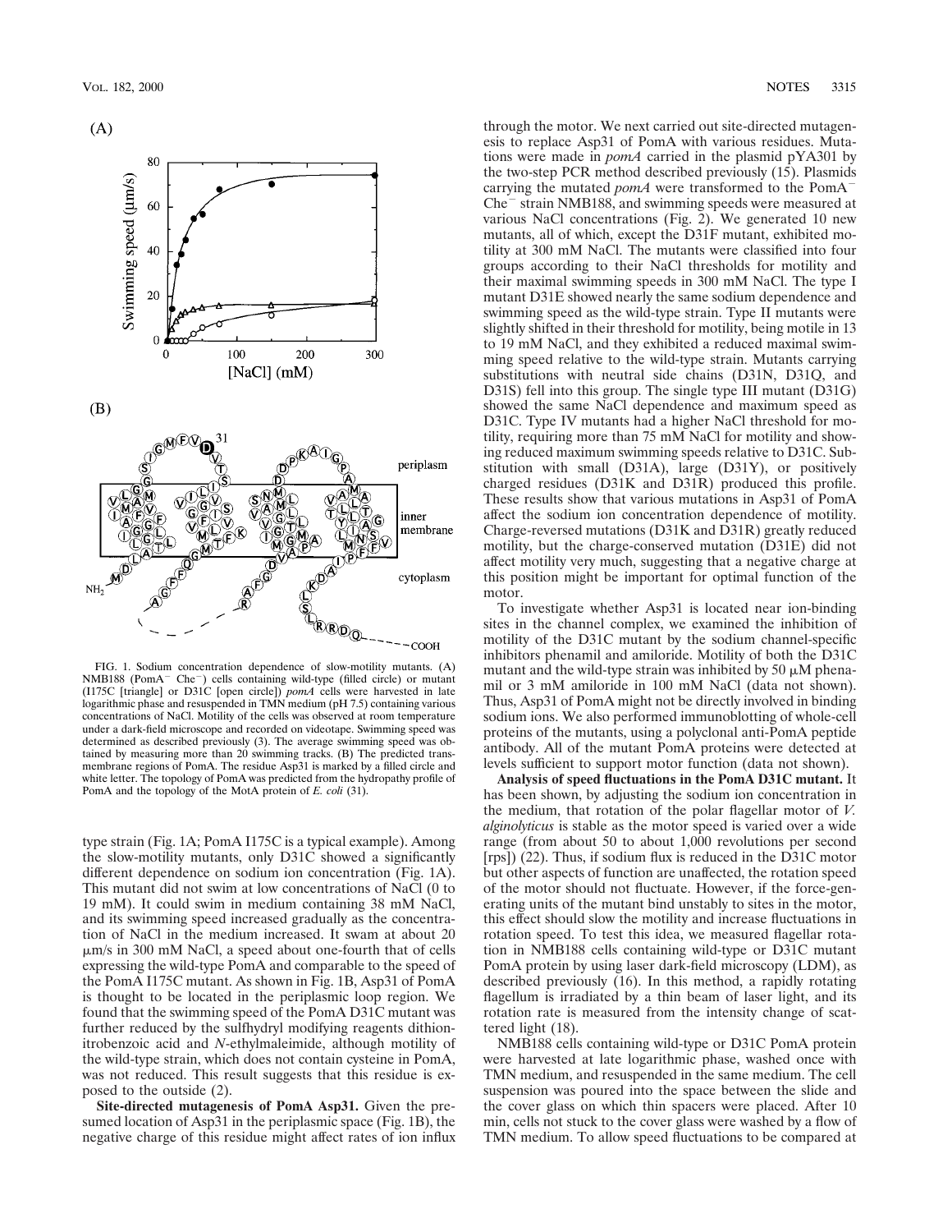FIG. 1. Sodium concentration dependence of slow-motility mutants. (A) NMB188 (PomA$^-$ Che$^-$) cells containing wild-type (filled circle) or mutant (I175C [triangle] or D31C [open circle]) *pomA* cells were harvested in late logarithmic phase and resuspended in TMN medium (pH 7.5) containing various concentrations of NaCl. Motility of the cells was observed at room temperature under a dark-field microscope and recorded on videotape. Swimming speed was determined as described previously (3). The average swimming speed was obtained by measuring more than 20 swimming tracks. (B) The predicted transmembrane regions of PomA. The residue Asp31 is marked by a filled circle and white letter. The topology of PomA was predicted from the hydropathy profile of PomA and the topology of the MotA protein of *E. coli* (31).

type strain (Fig. 1A; PomA I175C is a typical example). Among the slow-motility mutants, only D31C showed a significantly different dependence on sodium ion concentration (Fig. 1A). This mutant did not swim at low concentrations of NaCl (0 to 19 mM). It could swim in medium containing 38 mM NaCl, and its swimming speed increased gradually as the concentration of NaCl in the medium increased. It swam at about 20 μm/s in 300 mM NaCl, a speed about one-fourth that of cells expressing the wild-type PomA and comparable to the speed of the PomA I175C mutant. As shown in Fig. 1B, Asp31 of PomA is thought to be located in the periplasmic loop region. We found that the swimming speed of the PomA D31C mutant was further reduced by the sulfhydryl modifying reagents dithionitrobenzoic acid and *N*-ethylmaleimide, although motility of the wild-type strain, which does not contain cysteine in PomA, was not reduced. This result suggests that this residue is exposed to the outside (2).

**Site-directed mutagenesis of PomA Asp31.** Given the presumed location of Asp31 in the periplasmic space (Fig. 1B), the negative charge of this residue might affect rates of ion influx through the motor. We next carried out site-directed mutagenesis to replace Asp31 of PomA with various residues. Mutations were made in *pomA* carried in the plasmid pYA301 by the two-step PCR method described previously (15). Plasmids carrying the mutated *pomA* were transformed to the PomA$^-$ Che$^-$ strain NMB188, and swimming speeds were measured at various NaCl concentrations (Fig. 2). We generated 10 new mutants, all of which, except the D31F mutant, exhibited motility at 300 mM NaCl. The mutants were classified into four groups according to their NaCl thresholds for motility and their maximal swimming speeds in 300 mM NaCl. The type I mutant D31E showed nearly the same sodium dependence and swimming speed as the wild-type strain. Type II mutants were slightly shifted in their threshold for motility, being motile in 13 to 19 mM NaCl, and they exhibited a reduced maximal swimming speed relative to the wild-type strain. Mutants carrying substitutions with neutral side chains (D31N, D31Q, and D31S) fell into this group. The single type III mutant (D31G) showed the same NaCl dependence and maximum speed as D31C. Type IV mutants had a higher NaCl threshold for motility, requiring more than 75 mM NaCl for motility and showing reduced maximum swimming speeds relative to D31C. Substitution with small (D31A), large (D31Y), or positively charged residues (D31K and D31R) produced this profile. These results show that various mutations in Asp31 of PomA affect the sodium ion concentration dependence of motility. Charge-reversed mutations (D31K and D31R) greatly reduced motility, but the charge-conserved mutation (D31E) did not affect motility very much, suggesting that a negative charge at this position might be important for optimal function of the motor.

To investigate whether Asp31 is located near ion-binding sites in the channel complex, we examined the inhibition of motility of the D31C mutant by the sodium channel-specific inhibitors phenamil and amiloride. Motility of both the D31C mutant and the wild-type strain was inhibited by 50 μM phenamil or 3 mM amiloride in 100 mM NaCl (data not shown). Thus, Asp31 of PomA might not be directly involved in binding sodium ions. We also performed immunoblotting of whole-cell proteins of the mutants, using a polyclonal anti-PomA peptide antibody. All of the mutant PomA proteins were detected at levels sufficient to support motor function (data not shown).

**Analysis of speed fluctuations in the PomA D31C mutant.** It has been shown, by adjusting the sodium ion concentration in the medium, that rotation of the polar flagellar motor of *V. alginolyticus* is stable as the motor speed is varied over a wide range (from about 50 to about 1,000 revolutions per second [rps]) (22). Thus, if sodium flux is reduced in the D31C motor but other aspects of function are unaffected, the rotation speed of the motor should not fluctuate. However, if the force-generating units of the mutant bind unstably to sites in the motor, this effect should slow the motility and increase fluctuations in rotation speed. To test this idea, we measured flagellar rotation in NMB188 cells containing wild-type or D31C mutant PomA protein by using laser dark-field microscopy (LDM), as described previously (16). In this method, a rapidly rotating flagellum is irradiated by a thin beam of laser light, and its rotation rate is measured from the intensity change of scattered light (18).

NMB188 cells containing wild-type or D31C PomA protein were harvested at late logarithmic phase, washed once with TMN medium, and resuspended in the same medium. The cell suspension was poured into the space between the slide and the cover glass on which thin spacers were placed. After 10 min, cells not stuck to the cover glass were washed by a flow of TMN medium. To allow speed fluctuations to be compared at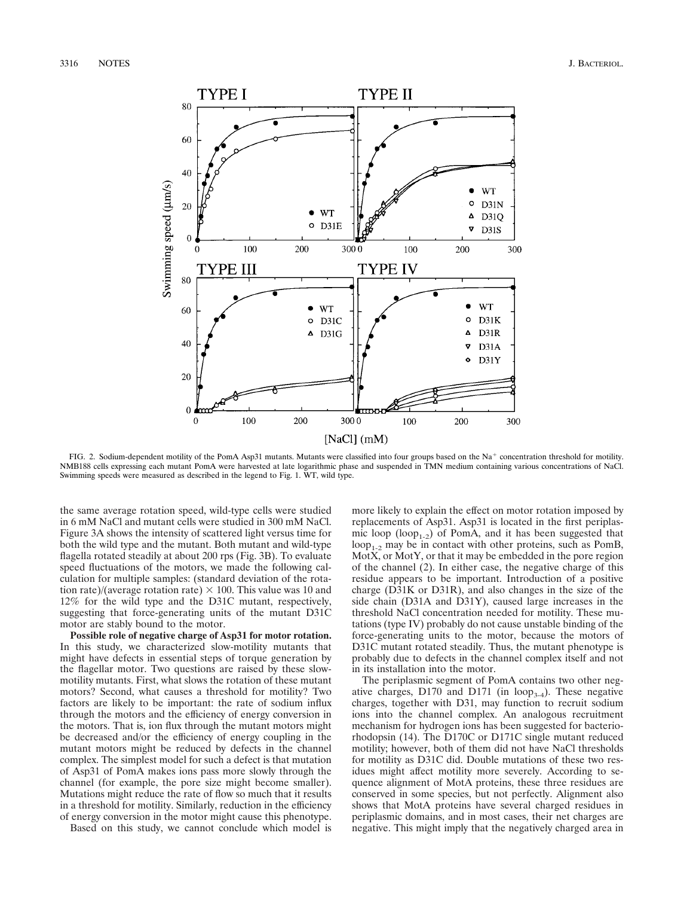FIG. 2. Sodium-dependent motility of the PomA Asp31 mutants. Mutants were classified into four groups based on the $Na^+$ concentration threshold for motility. NMB188 cells expressing each mutant PomA were harvested at late logarithmic phase and suspended in TMN medium containing various concentrations of NaCl. Swimming speeds were measured as described in the legend to Fig. 1. WT, wild type.

the same average rotation speed, wild-type cells were studied in 6 mM NaCl and mutant cells were studied in 300 mM NaCl. Figure 3A shows the intensity of scattered light versus time for both the wild type and the mutant. Both mutant and wild-type flagella rotated steadily at about 200 rps (Fig. 3B). To evaluate speed fluctuations of the motors, we made the following calculation for multiple samples: (standard deviation of the rotation rate)/(average rotation rate) $\times$ 100. This value was 10 and 12% for the wild type and the D31C mutant, respectively, suggesting that force-generating units of the mutant D31C motor are stably bound to the motor.

**Possible role of negative charge of Asp31 for motor rotation.** In this study, we characterized slow-motility mutants that might have defects in essential steps of torque generation by the flagellar motor. Two questions are raised by these slow-motility mutants. First, what slows the rotation of these mutant motors? Second, what causes a threshold for motility? Two factors are likely to be important: the rate of sodium influx through the motors and the efficiency of energy conversion in the motors. That is, ion flux through the mutant motors might be decreased and/or the efficiency of energy coupling in the mutant motors might be reduced by defects in the channel complex. The simplest model for such a defect is that mutation of Asp31 of PomA makes ions pass more slowly through the channel (for example, the pore size might become smaller). Mutations might reduce the rate of flow so much that it results in a threshold for motility. Similarly, reduction in the efficiency of energy conversion in the motor might cause this phenotype.

Based on this study, we cannot conclude which model is more likely to explain the effect on motor rotation imposed by replacements of Asp31. Asp31 is located in the first periplasmic loop ($loop_{1-2}$) of PomA, and it has been suggested that $loop_{1-2}$ may be in contact with other proteins, such as PomB, MotX, or MotY, or that it may be embedded in the pore region of the channel (2). In either case, the negative charge of this residue appears to be important. Introduction of a positive charge (D31K or D31R), and also changes in the size of the side chain (D31A and D31Y), caused large increases in the threshold NaCl concentration needed for motility. These mutations (type IV) probably do not cause unstable binding of the force-generating units to the motor, because the motors of D31C mutant rotated steadily. Thus, the mutant phenotype is probably due to defects in the channel complex itself and not in its installation into the motor.

The periplasmic segment of PomA contains two other negative charges, D170 and D171 (in $loop_{3-4}$). These negative charges, together with D31, may function to recruit sodium ions into the channel complex. An analogous recruitment mechanism for hydrogen ions has been suggested for bacteriorhodopsin (14). The D170C or D171C single mutant reduced motility; however, both of them did not have NaCl thresholds for motility as D31C did. Double mutations of these two residues might affect motility more severely. According to sequence alignment of MotA proteins, these three residues are conserved in some species, but not perfectly. Alignment also shows that MotA proteins have several charged residues in periplasmic domains, and in most cases, their net charges are negative. This might imply that the negatively charged area in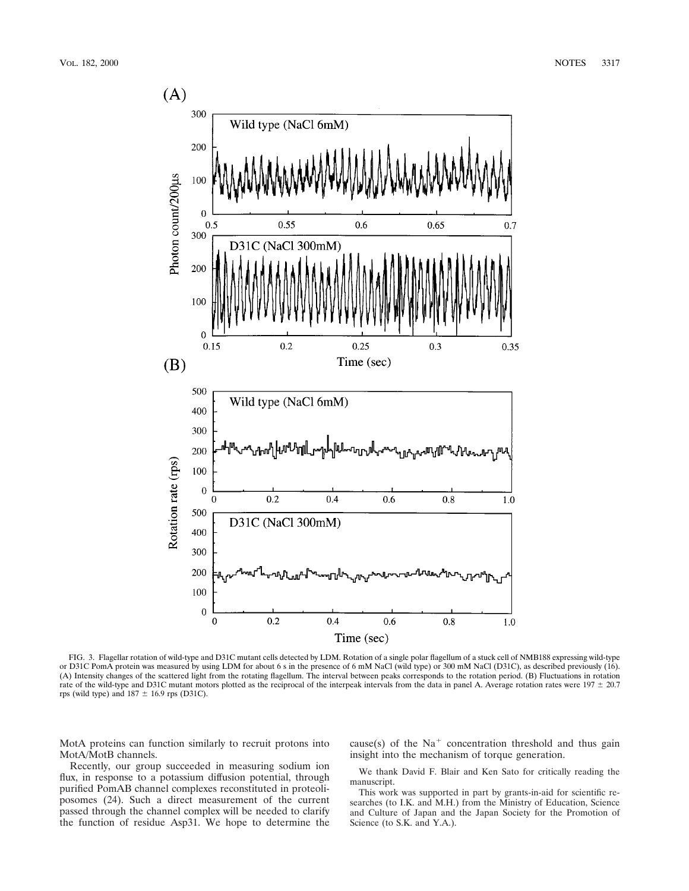FIG. 3. Flagellar rotation of wild-type and D31C mutant cells detected by LDM. Rotation of a single polar flagellum of a stuck cell of NMB188 expressing wild-type or D31C PomA protein was measured by using LDM for about 6 s in the presence of 6 mM NaCl (wild type) or 300 mM NaCl (D31C), as described previously (16). (A) Intensity changes of the scattered light from the rotating flagellum. The interval between peaks corresponds to the rotation period. (B) Fluctuations in rotation rate of the wild-type and D31C mutant motors plotted as the reciprocal of the interpeak intervals from the data in panel A. Average rotation rates were 197 ± 20.7 rps (wild type) and 187 ± 16.9 rps (D31C).

MotA proteins can function similarly to recruit protons into MotA/MotB channels.

Recently, our group succeeded in measuring sodium ion flux, in response to a potassium diffusion potential, through purified PomAB channel complexes reconstituted in proteoliposomes (24). Such a direct measurement of the current passed through the channel complex will be needed to clarify the function of residue Asp31. We hope to determine the cause(s) of the $Na^+$ concentration threshold and thus gain insight into the mechanism of torque generation.

We thank David F. Blair and Ken Sato for critically reading the manuscript.

This work was supported in part by grants-in-aid for scientific researches (to I.K. and M.H.) from the Ministry of Education, Science and Culture of Japan and the Japan Society for the Promotion of Science (to S.K. and Y.A.).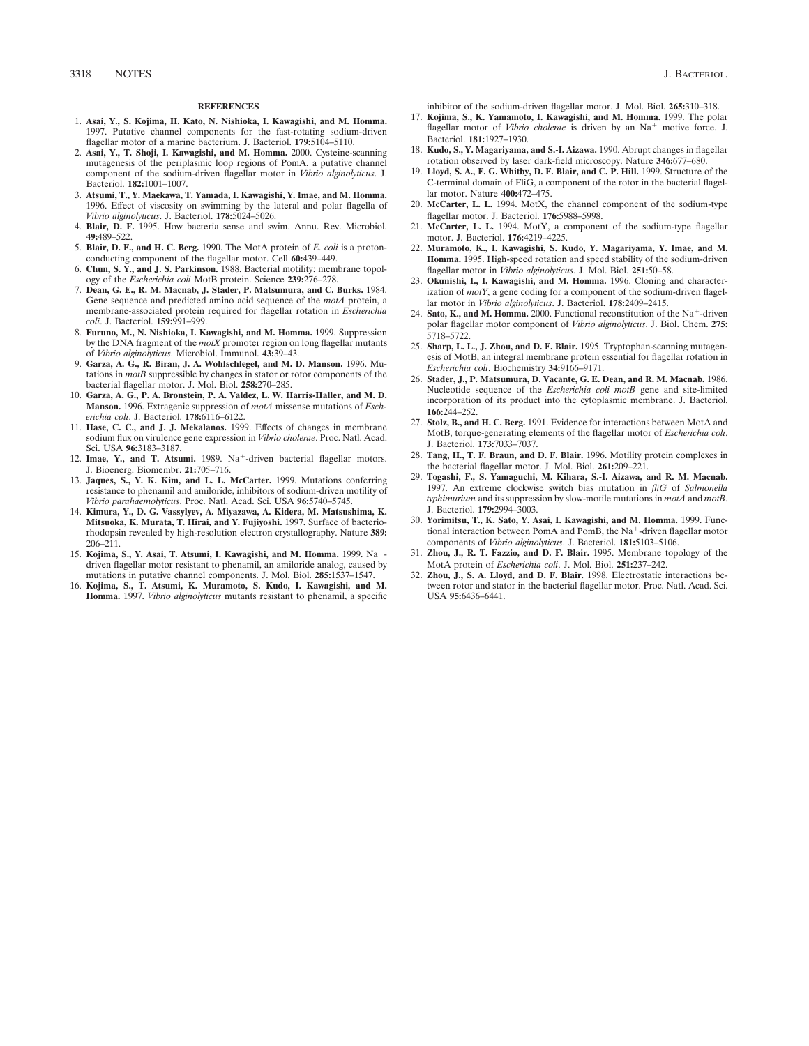## REFERENCES

1. **Asai, Y., S. Kojima, H. Kato, N. Nishioka, I. Kawagishi, and M. Homma.** 1997. Putative channel components for the fast-rotating sodium-driven flagellar motor of a marine bacterium. J. Bacteriol. **179:**5104–5110.
2. **Asai, Y., T. Shoji, I. Kawagishi, and M. Homma.** 2000. Cysteine-scanning mutagenesis of the periplasmic loop regions of PomA, a putative channel component of the sodium-driven flagellar motor in *Vibrio alginolyticus*. J. Bacteriol. **182:**1001–1007.
3. **Atsumi, T., Y. Maekawa, T. Yamada, I. Kawagishi, Y. Imae, and M. Homma.** 1996. Effect of viscosity on swimming by the lateral and polar flagella of *Vibrio alginolyticus*. J. Bacteriol. **178:**5024–5026.
4. **Blair, D. F.** 1995. How bacteria sense and swim. Annu. Rev. Microbiol. **49:**489–522.
5. **Blair, D. F., and H. C. Berg.** 1990. The MotA protein of *E. coli* is a proton-conducting component of the flagellar motor. Cell **60:**439–449.
6. **Chun, S. Y., and J. S. Parkinson.** 1988. Bacterial motility: membrane topology of the *Escherichia coli* MotB protein. Science **239:**276–278.
7. **Dean, G. E., R. M. Macnab, J. Stader, P. Matsumura, and C. Burks.** 1984. Gene sequence and predicted amino acid sequence of the *motA* protein, a membrane-associated protein required for flagellar rotation in *Escherichia coli*. J. Bacteriol. **159:**991–999.
8. **Furuno, M., N. Nishioka, I. Kawagishi, and M. Homma.** 1999. Suppression by the DNA fragment of the *motX* promoter region on long flagellar mutants of *Vibrio alginolyticus*. Microbiol. Immunol. **43:**39–43.
9. **Garza, A. G., R. Biran, J. A. Wohlschlegel, and M. D. Manson.** 1996. Mutations in *motB* suppressible by changes in stator or rotor components of the bacterial flagellar motor. J. Mol. Biol. **258:**270–285.
10. **Garza, A. G., P. A. Bronstein, P. A. Valdez, L. W. Harris-Haller, and M. D. Manson.** 1996. Extragenic suppression of *motA* missense mutations of *Escherichia coli*. J. Bacteriol. **178:**6116–6122.
11. **Hase, C. C., and J. J. Mekalanos.** 1999. Effects of changes in membrane sodium flux on virulence gene expression in *Vibrio cholerae*. Proc. Natl. Acad. Sci. USA **96:**3183–3187.
12. **Imae, Y., and T. Atsumi.** 1989. $Na^{+}$-driven bacterial flagellar motors. J. Bioenerg. Biomembr. **21:**705–716.
13. **Jaques, S., Y. K. Kim, and L. L. McCarter.** 1999. Mutations conferring resistance to phenamil and amiloride, inhibitors of sodium-driven motility of *Vibrio parahaemolyticus*. Proc. Natl. Acad. Sci. USA **96:**5740–5745.
14. **Kimura, Y., D. G. Vassylyev, A. Miyazawa, A. Kidera, M. Matsushima, K. Mitsuoka, K. Murata, T. Hirai, and Y. Fujiyoshi.** 1997. Surface of bacteriorhodopsin revealed by high-resolution electron crystallography. Nature **389:**206–211.
15. **Kojima, S., Y. Asai, T. Atsumi, I. Kawagishi, and M. Homma.** 1999. $Na^{+}$-driven flagellar motor resistant to phenamil, an amiloride analog, caused by mutations in putative channel components. J. Mol. Biol. **285:**1537–1547.
16. **Kojima, S., T. Atsumi, K. Muramoto, S. Kudo, I. Kawagishi, and M. Homma.** 1997. *Vibrio alginolyticus* mutants resistant to phenamil, a specific inhibitor of the sodium-driven flagellar motor. J. Mol. Biol. **265:**310–318.
17. **Kojima, S., K. Yamamoto, I. Kawagishi, and M. Homma.** 1999. The polar flagellar motor of *Vibrio cholerae* is driven by an $Na^{+}$ motive force. J. Bacteriol. **181:**1927–1930.
18. **Kudo, S., Y. Magariyama, and S.-I. Aizawa.** 1990. Abrupt changes in flagellar rotation observed by laser dark-field microscopy. Nature **346:**677–680.
19. **Lloyd, S. A., F. G. Whitby, D. F. Blair, and C. P. Hill.** 1999. Structure of the C-terminal domain of FliG, a component of the rotor in the bacterial flagellar motor. Nature **400:**472–475.
20. **McCarter, L. L.** 1994. MotX, the channel component of the sodium-type flagellar motor. J. Bacteriol. **176:**5988–5998.
21. **McCarter, L. L.** 1994. MotY, a component of the sodium-type flagellar motor. J. Bacteriol. **176:**4219–4225.
22. **Muramoto, K., I. Kawagishi, S. Kudo, Y. Magariyama, Y. Imae, and M. Homma.** 1995. High-speed rotation and speed stability of the sodium-driven flagellar motor in *Vibrio alginolyticus*. J. Mol. Biol. **251:**50–58.
23. **Okunishi, I., I. Kawagishi, and M. Homma.** 1996. Cloning and characterization of *motY*, a gene coding for a component of the sodium-driven flagellar motor in *Vibrio alginolyticus*. J. Bacteriol. **178:**2409–2415.
24. **Sato, K., and M. Homma.** 2000. Functional reconstitution of the $Na^{+}$-driven polar flagellar motor component of *Vibrio alginolyticus*. J. Biol. Chem. **275:**5718–5722.
25. **Sharp, L. L., J. Zhou, and D. F. Blair.** 1995. Tryptophan-scanning mutagenesis of MotB, an integral membrane protein essential for flagellar rotation in *Escherichia coli*. Biochemistry **34:**9166–9171.
26. **Stader, J., P. Matsumura, D. Vacante, G. E. Dean, and R. M. Macnab.** 1986. Nucleotide sequence of the *Escherichia coli motB* gene and site-limited incorporation of its product into the cytoplasmic membrane. J. Bacteriol. **166:**244–252.
27. **Stolz, B., and H. C. Berg.** 1991. Evidence for interactions between MotA and MotB, torque-generating elements of the flagellar motor of *Escherichia coli*. J. Bacteriol. **173:**7033–7037.
28. **Tang, H., T. F. Braun, and D. F. Blair.** 1996. Motility protein complexes in the bacterial flagellar motor. J. Mol. Biol. **261:**209–221.
29. **Togashi, F., S. Yamaguchi, M. Kihara, S.-I. Aizawa, and R. M. Macnab.** 1997. An extreme clockwise switch bias mutation in *fliG* of *Salmonella typhimurium* and its suppression by slow-motile mutations in *motA* and *motB*. J. Bacteriol. **179:**2994–3003.
30. **Yorimitsu, T., K. Sato, Y. Asai, I. Kawagishi, and M. Homma.** 1999. Functional interaction between PomA and PomB, the $Na^{+}$-driven flagellar motor components of *Vibrio alginolyticus*. J. Bacteriol. **181:**5103–5106.
31. **Zhou, J., R. T. Fazzio, and D. F. Blair.** 1995. Membrane topology of the MotA protein of *Escherichia coli*. J. Mol. Biol. **251:**237–242.
32. **Zhou, J., S. A. Lloyd, and D. F. Blair.** 1998. Electrostatic interactions between rotor and stator in the bacterial flagellar motor. Proc. Natl. Acad. Sci. USA **95:**6436–6441.